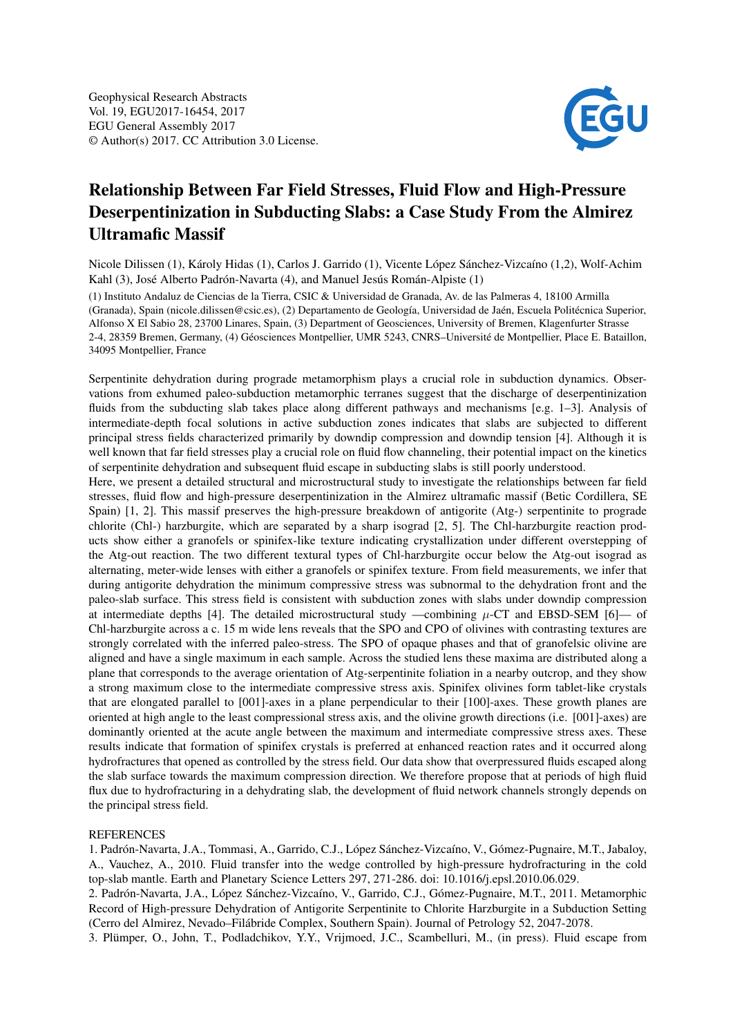Geophysical Research Abstracts
Vol. 19, EGU2017-16454, 2017
EGU General Assembly 2017
© Author(s) 2017. CC Attribution 3.0 License.

# Relationship Between Far Field Stresses, Fluid Flow and High-Pressure Deserpentinization in Subducting Slabs: a Case Study From the Almirez Ultramafic Massif

Nicole Dilissen (1), Károly Hidas (1), Carlos J. Garrido (1), Vicente López Sánchez-Vizcaíno (1,2), Wolf-Achim Kahl (3), José Alberto Padrón-Navarta (4), and Manuel Jesús Román-Alpiste (1)

(1) Instituto Andaluz de Ciencias de la Tierra, CSIC & Universidad de Granada, Av. de las Palmeras 4, 18100 Armilla (Granada), Spain (nicole.dilissen@csic.es), (2) Departamento de Geología, Universidad de Jaén, Escuela Politécnica Superior, Alfonso X El Sabio 28, 23700 Linares, Spain, (3) Department of Geosciences, University of Bremen, Klagenfurter Strasse 2-4, 28359 Bremen, Germany, (4) Géosciences Montpellier, UMR 5243, CNRS–Université de Montpellier, Place E. Bataillon, 34095 Montpellier, France

Serpentinite dehydration during prograde metamorphism plays a crucial role in subduction dynamics. Observations from exhumed paleo-subduction metamorphic terranes suggest that the discharge of deserpentinization fluids from the subducting slab takes place along different pathways and mechanisms [e.g. 1–3]. Analysis of intermediate-depth focal solutions in active subduction zones indicates that slabs are subjected to different principal stress fields characterized primarily by downdip compression and downdip tension [4]. Although it is well known that far field stresses play a crucial role on fluid flow channeling, their potential impact on the kinetics of serpentinite dehydration and subsequent fluid escape in subducting slabs is still poorly understood.

Here, we present a detailed structural and microstructural study to investigate the relationships between far field stresses, fluid flow and high-pressure deserpentinization in the Almirez ultramafic massif (Betic Cordillera, SE Spain) [1, 2]. This massif preserves the high-pressure breakdown of antigorite (Atg-) serpentinite to prograde chlorite (Chl-) harzburgite, which are separated by a sharp isograd [2, 5]. The Chl-harzburgite reaction products show either a granofels or spinifex-like texture indicating crystallization under different overstepping of the Atg-out reaction. The two different textural types of Chl-harzburgite occur below the Atg-out isograd as alternating, meter-wide lenses with either a granofels or spinifex texture. From field measurements, we infer that during antigorite dehydration the minimum compressive stress was subnormal to the dehydration front and the paleo-slab surface. This stress field is consistent with subduction zones with slabs under downdip compression at intermediate depths [4]. The detailed microstructural study —combining $\mu$-CT and EBSD-SEM [6]— of Chl-harzburgite across a c. 15 m wide lens reveals that the SPO and CPO of olivines with contrasting textures are strongly correlated with the inferred paleo-stress. The SPO of opaque phases and that of granofelsic olivine are aligned and have a single maximum in each sample. Across the studied lens these maxima are distributed along a plane that corresponds to the average orientation of Atg-serpentinite foliation in a nearby outcrop, and they show a strong maximum close to the intermediate compressive stress axis. Spinifex olivines form tablet-like crystals that are elongated parallel to [001]-axes in a plane perpendicular to their [100]-axes. These growth planes are oriented at high angle to the least compressional stress axis, and the olivine growth directions (i.e. [001]-axes) are dominantly oriented at the acute angle between the maximum and intermediate compressive stress axes. These results indicate that formation of spinifex crystals is preferred at enhanced reaction rates and it occurred along hydrofractures that opened as controlled by the stress field. Our data show that overpressured fluids escaped along the slab surface towards the maximum compression direction. We therefore propose that at periods of high fluid flux due to hydrofracturing in a dehydrating slab, the development of fluid network channels strongly depends on the principal stress field.

REFERENCES

1. Padrón-Navarta, J.A., Tommasi, A., Garrido, C.J., López Sánchez-Vizcaíno, V., Gómez-Pugnaire, M.T., Jabaloy, A., Vauchez, A., 2010. Fluid transfer into the wedge controlled by high-pressure hydrofracturing in the cold top-slab mantle. Earth and Planetary Science Letters 297, 271-286. doi: 10.1016/j.epsl.2010.06.029.

2. Padrón-Navarta, J.A., López Sánchez-Vizcaíno, V., Garrido, C.J., Gómez-Pugnaire, M.T., 2011. Metamorphic Record of High-pressure Dehydration of Antigorite Serpentinite to Chlorite Harzburgite in a Subduction Setting (Cerro del Almirez, Nevado–Filábride Complex, Southern Spain). Journal of Petrology 52, 2047-2078.

3. Plümper, O., John, T., Podladchikov, Y.Y., Vrijmoed, J.C., Scambelluri, M., (in press). Fluid escape from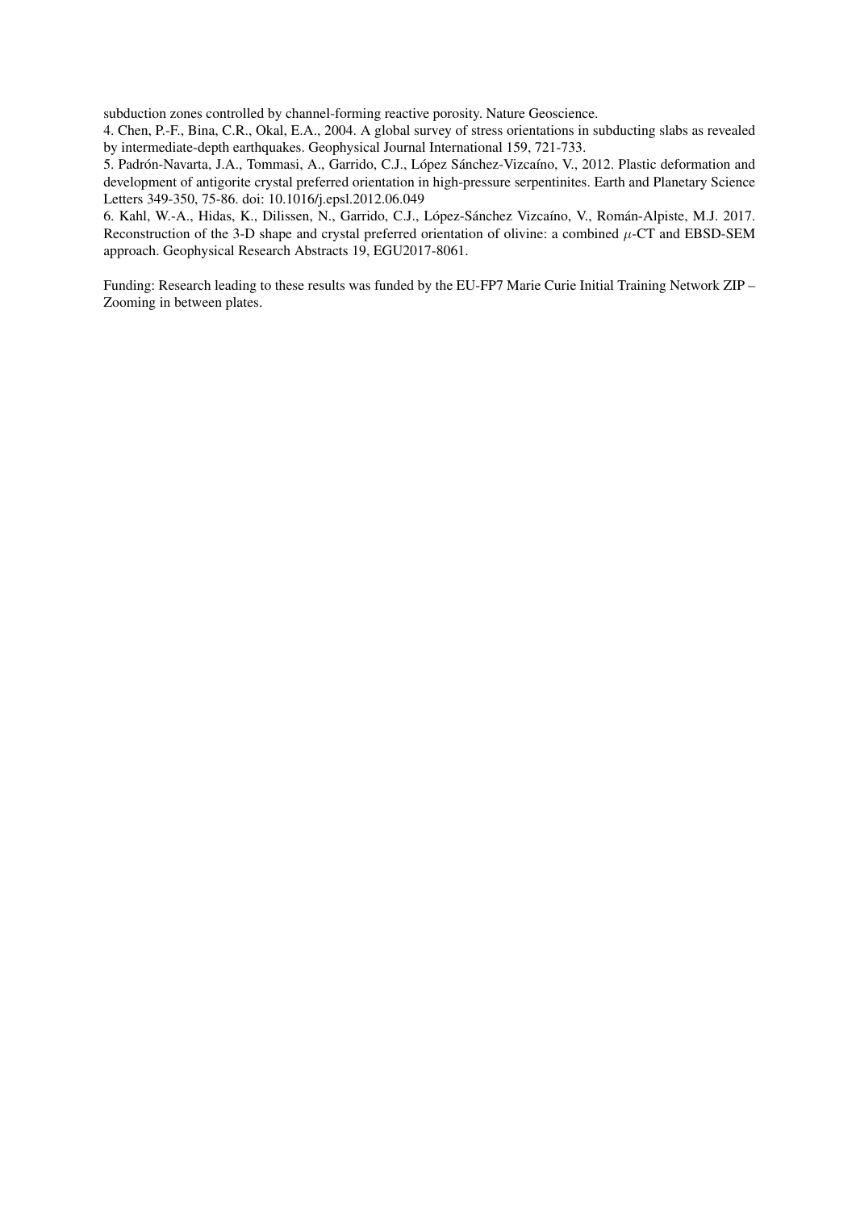subduction zones controlled by channel-forming reactive porosity. Nature Geoscience.

4. Chen, P.-F., Bina, C.R., Okal, E.A., 2004. A global survey of stress orientations in subducting slabs as revealed by intermediate-depth earthquakes. Geophysical Journal International 159, 721-733.

5. Padrón-Navarta, J.A., Tommasi, A., Garrido, C.J., López Sánchez-Vizcaíno, V., 2012. Plastic deformation and development of antigorite crystal preferred orientation in high-pressure serpentinites. Earth and Planetary Science Letters 349-350, 75-86. doi: 10.1016/j.epsl.2012.06.049

6. Kahl, W.-A., Hidas, K., Dilissen, N., Garrido, C.J., López-Sánchez Vizcaíno, V., Román-Alpiste, M.J. 2017. Reconstruction of the 3-D shape and crystal preferred orientation of olivine: a combined $\mu$-CT and EBSD-SEM approach. Geophysical Research Abstracts 19, EGU2017-8061.

Funding: Research leading to these results was funded by the EU-FP7 Marie Curie Initial Training Network ZIP – Zooming in between plates.